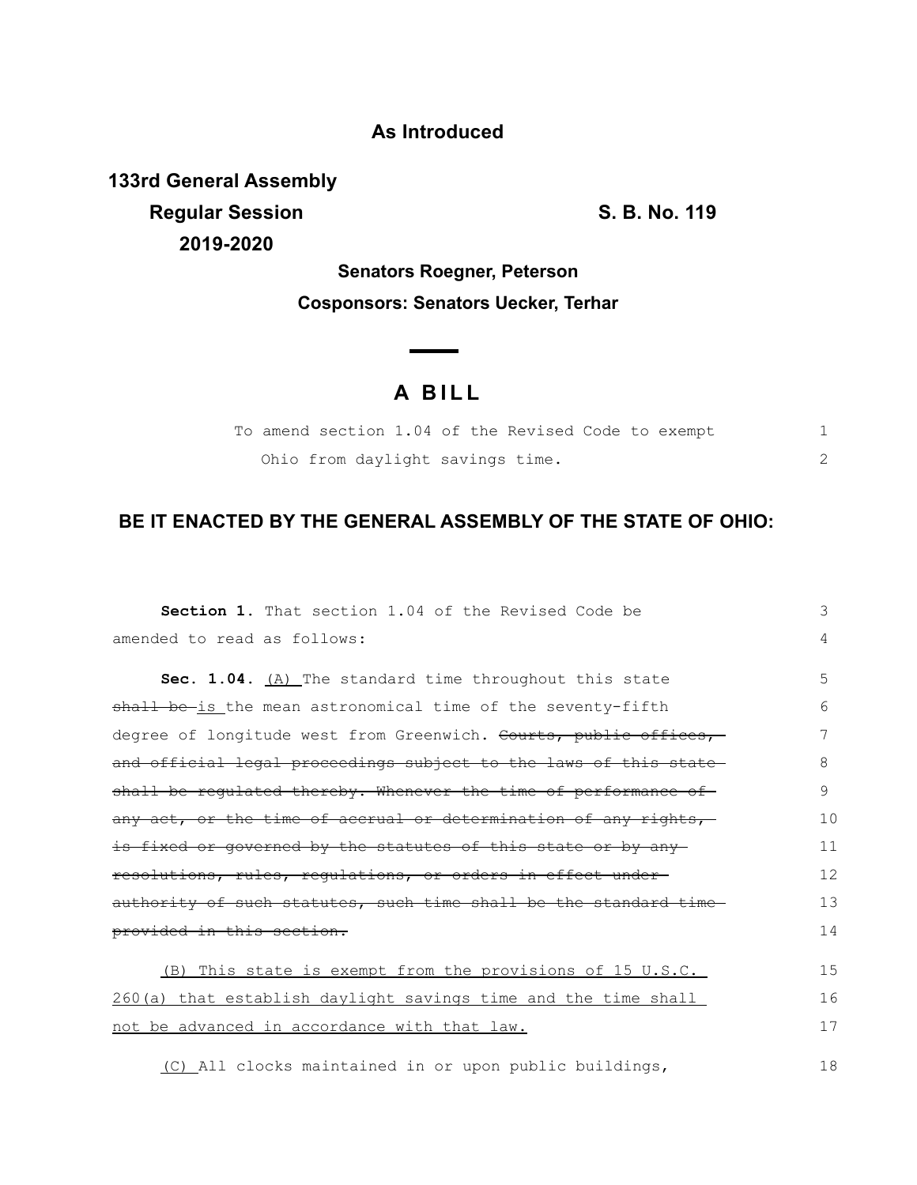**As Introduced**

**133rd General Assembly**
**Regular Session**
**2019-2020**

**S. B. No. 119**

**Senators Roegner, Peterson**

**Cosponsors: Senators Uecker, Terhar**

# A BILL

To amend section 1.04 of the Revised Code to exempt Ohio from daylight savings time.

## BE IT ENACTED BY THE GENERAL ASSEMBLY OF THE STATE OF OHIO:

**Section 1.** That section 1.04 of the Revised Code be amended to read as follows:

**Sec. 1.04.** (A) The standard time throughout this state ~~shall be~~ is the mean astronomical time of the seventy-fifth degree of longitude west from Greenwich. ~~Courts, public offices, and official legal proceedings subject to the laws of this state shall be regulated thereby. Whenever the time of performance of any act, or the time of accrual or determination of any rights, is fixed or governed by the statutes of this state or by any resolutions, rules, regulations, or orders in effect under authority of such statutes, such time shall be the standard time provided in this section.~~

(B) This state is exempt from the provisions of 15 U.S.C. 260(a) that establish daylight savings time and the time shall not be advanced in accordance with that law.

(C) All clocks maintained in or upon public buildings,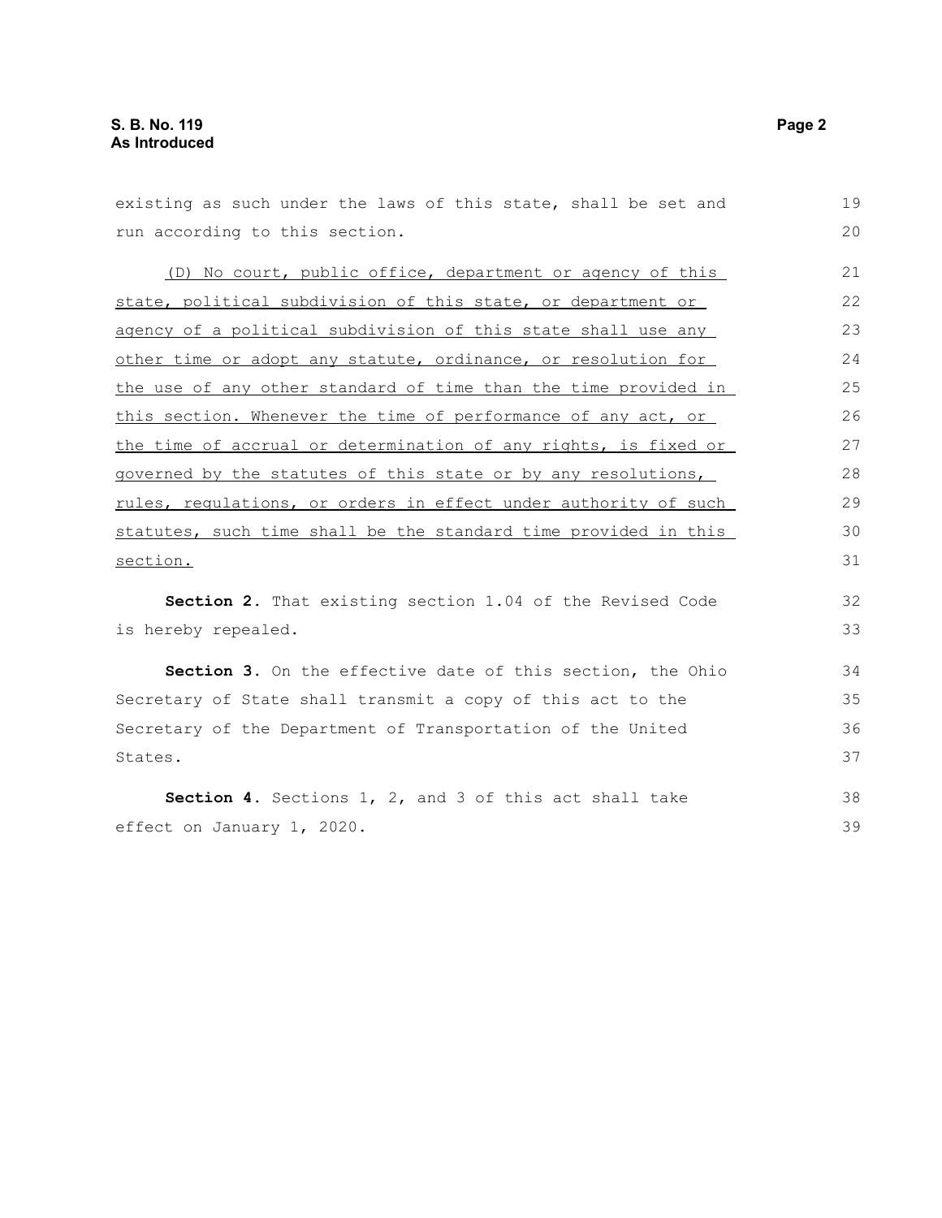existing as such under the laws of this state, shall be set and run according to this section.

(D) No court, public office, department or agency of this state, political subdivision of this state, or department or agency of a political subdivision of this state shall use any other time or adopt any statute, ordinance, or resolution for the use of any other standard of time than the time provided in this section. Whenever the time of performance of any act, or the time of accrual or determination of any rights, is fixed or governed by the statutes of this state or by any resolutions, rules, regulations, or orders in effect under authority of such statutes, such time shall be the standard time provided in this section.

**Section 2.** That existing section 1.04 of the Revised Code is hereby repealed.

**Section 3.** On the effective date of this section, the Ohio Secretary of State shall transmit a copy of this act to the Secretary of the Department of Transportation of the United States.

**Section 4.** Sections 1, 2, and 3 of this act shall take effect on January 1, 2020.